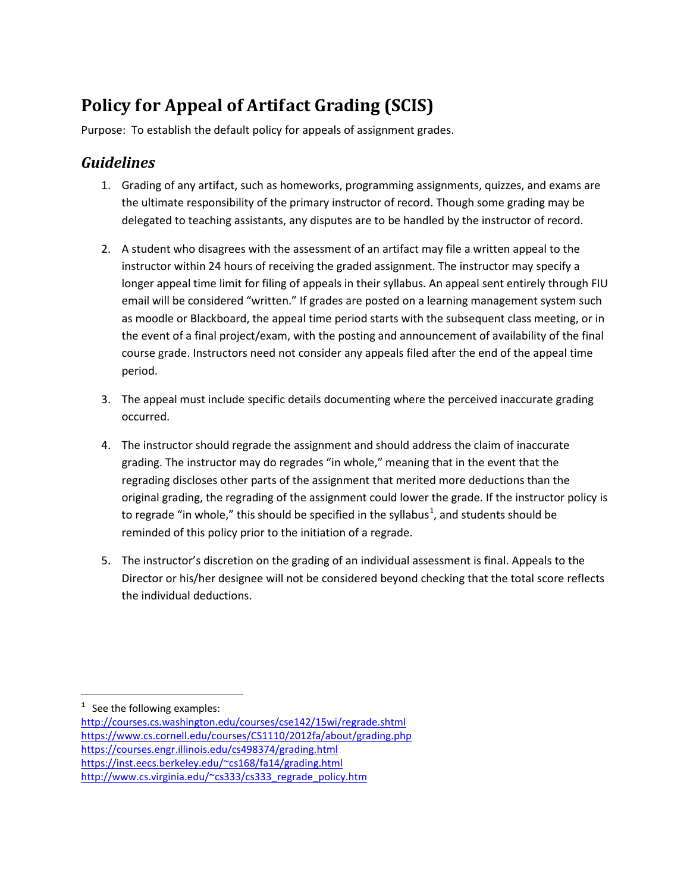# Policy for Appeal of Artifact Grading (SCIS)

Purpose: To establish the default policy for appeals of assignment grades.

## *Guidelines*

1. Grading of any artifact, such as homeworks, programming assignments, quizzes, and exams are the ultimate responsibility of the primary instructor of record. Though some grading may be delegated to teaching assistants, any disputes are to be handled by the instructor of record.

2. A student who disagrees with the assessment of an artifact may file a written appeal to the instructor within 24 hours of receiving the graded assignment. The instructor may specify a longer appeal time limit for filing of appeals in their syllabus. An appeal sent entirely through FIU email will be considered "written." If grades are posted on a learning management system such as moodle or Blackboard, the appeal time period starts with the subsequent class meeting, or in the event of a final project/exam, with the posting and announcement of availability of the final course grade. Instructors need not consider any appeals filed after the end of the appeal time period.

3. The appeal must include specific details documenting where the perceived inaccurate grading occurred.

4. The instructor should regrade the assignment and should address the claim of inaccurate grading. The instructor may do regrades "in whole," meaning that in the event that the regrading discloses other parts of the assignment that merited more deductions than the original grading, the regrading of the assignment could lower the grade. If the instructor policy is to regrade "in whole," this should be specified in the syllabus[1], and students should be reminded of this policy prior to the initiation of a regrade.

5. The instructor's discretion on the grading of an individual assessment is final. Appeals to the Director or his/her designee will not be considered beyond checking that the total score reflects the individual deductions.

---

[1] See the following examples:
http://courses.cs.washington.edu/courses/cse142/15wi/regrade.shtml
https://www.cs.cornell.edu/courses/CS1110/2012fa/about/grading.php
https://courses.engr.illinois.edu/cs498374/grading.html
https://inst.eecs.berkeley.edu/~cs168/fa14/grading.html
http://www.cs.virginia.edu/~cs333/cs333_regrade_policy.htm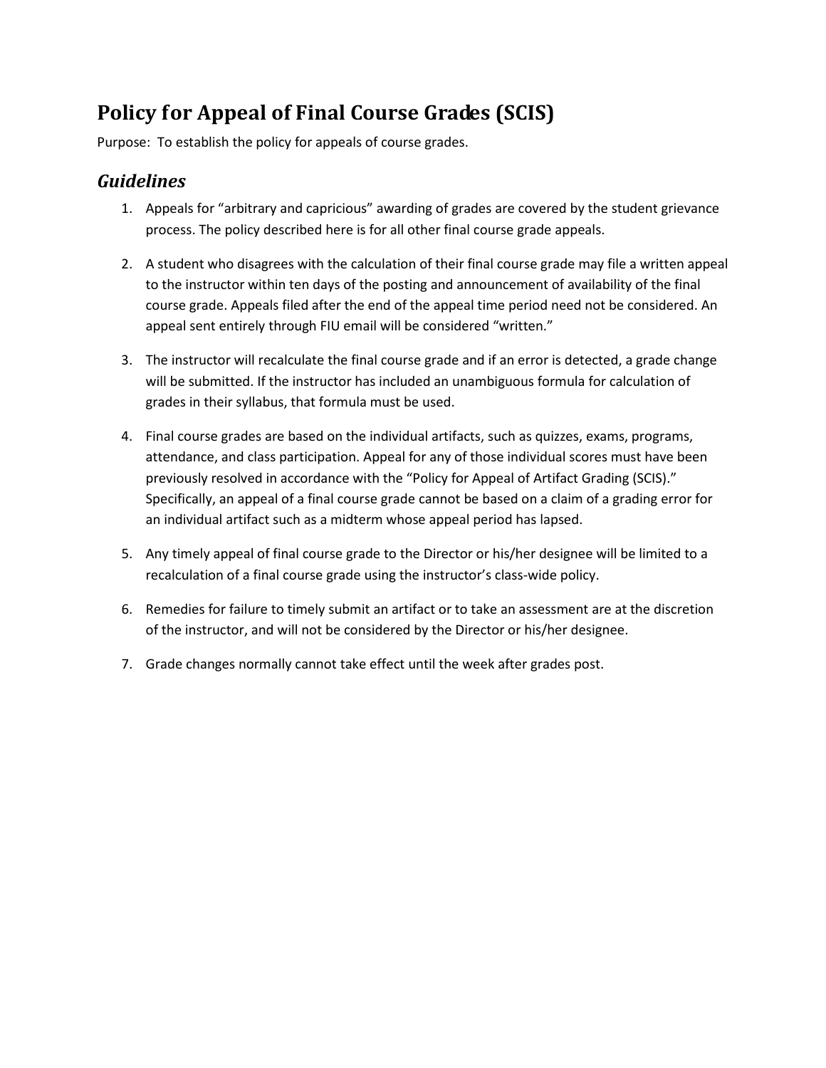# Policy for Appeal of Final Course Grades (SCIS)

Purpose: To establish the policy for appeals of course grades.

## *Guidelines*

1. Appeals for "arbitrary and capricious" awarding of grades are covered by the student grievance process. The policy described here is for all other final course grade appeals.

2. A student who disagrees with the calculation of their final course grade may file a written appeal to the instructor within ten days of the posting and announcement of availability of the final course grade. Appeals filed after the end of the appeal time period need not be considered. An appeal sent entirely through FIU email will be considered "written."

3. The instructor will recalculate the final course grade and if an error is detected, a grade change will be submitted. If the instructor has included an unambiguous formula for calculation of grades in their syllabus, that formula must be used.

4. Final course grades are based on the individual artifacts, such as quizzes, exams, programs, attendance, and class participation. Appeal for any of those individual scores must have been previously resolved in accordance with the "Policy for Appeal of Artifact Grading (SCIS)." Specifically, an appeal of a final course grade cannot be based on a claim of a grading error for an individual artifact such as a midterm whose appeal period has lapsed.

5. Any timely appeal of final course grade to the Director or his/her designee will be limited to a recalculation of a final course grade using the instructor's class-wide policy.

6. Remedies for failure to timely submit an artifact or to take an assessment are at the discretion of the instructor, and will not be considered by the Director or his/her designee.

7. Grade changes normally cannot take effect until the week after grades post.